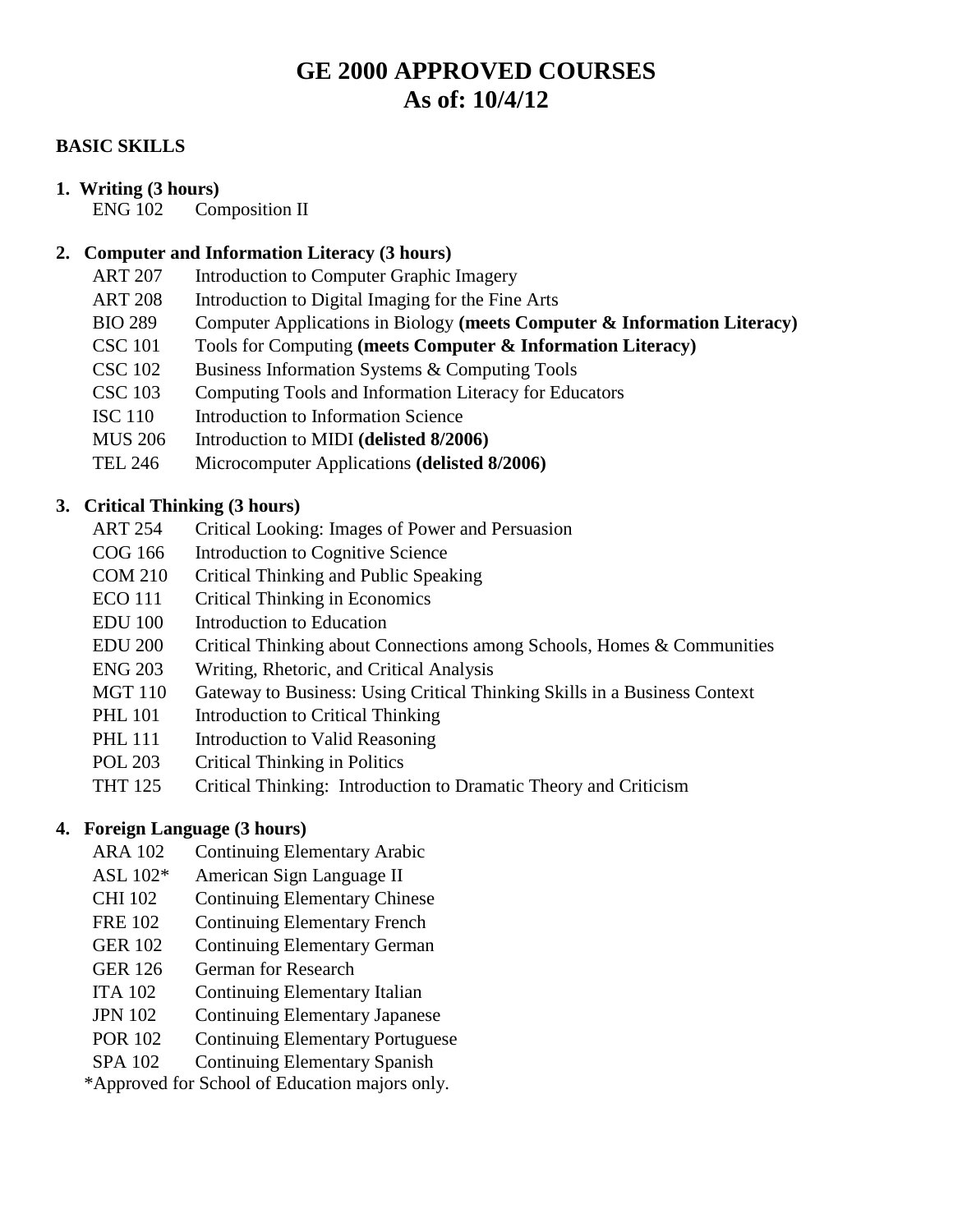# GE 2000 APPROVED COURSES
# As of: 10/4/12

## BASIC SKILLS

### 1. Writing (3 hours)

ENG 102 Composition II

### 2. Computer and Information Literacy (3 hours)

ART 207 Introduction to Computer Graphic Imagery
ART 208 Introduction to Digital Imaging for the Fine Arts
BIO 289 Computer Applications in Biology **(meets Computer & Information Literacy)**
CSC 101 Tools for Computing **(meets Computer & Information Literacy)**
CSC 102 Business Information Systems & Computing Tools
CSC 103 Computing Tools and Information Literacy for Educators
ISC 110 Introduction to Information Science
MUS 206 Introduction to MIDI **(delisted 8/2006)**
TEL 246 Microcomputer Applications **(delisted 8/2006)**

### 3. Critical Thinking (3 hours)

ART 254 Critical Looking: Images of Power and Persuasion
COG 166 Introduction to Cognitive Science
COM 210 Critical Thinking and Public Speaking
ECO 111 Critical Thinking in Economics
EDU 100 Introduction to Education
EDU 200 Critical Thinking about Connections among Schools, Homes & Communities
ENG 203 Writing, Rhetoric, and Critical Analysis
MGT 110 Gateway to Business: Using Critical Thinking Skills in a Business Context
PHL 101 Introduction to Critical Thinking
PHL 111 Introduction to Valid Reasoning
POL 203 Critical Thinking in Politics
THT 125 Critical Thinking: Introduction to Dramatic Theory and Criticism

### 4. Foreign Language (3 hours)

ARA 102 Continuing Elementary Arabic
ASL 102* American Sign Language II
CHI 102 Continuing Elementary Chinese
FRE 102 Continuing Elementary French
GER 102 Continuing Elementary German
GER 126 German for Research
ITA 102 Continuing Elementary Italian
JPN 102 Continuing Elementary Japanese
POR 102 Continuing Elementary Portuguese
SPA 102 Continuing Elementary Spanish

*Approved for School of Education majors only.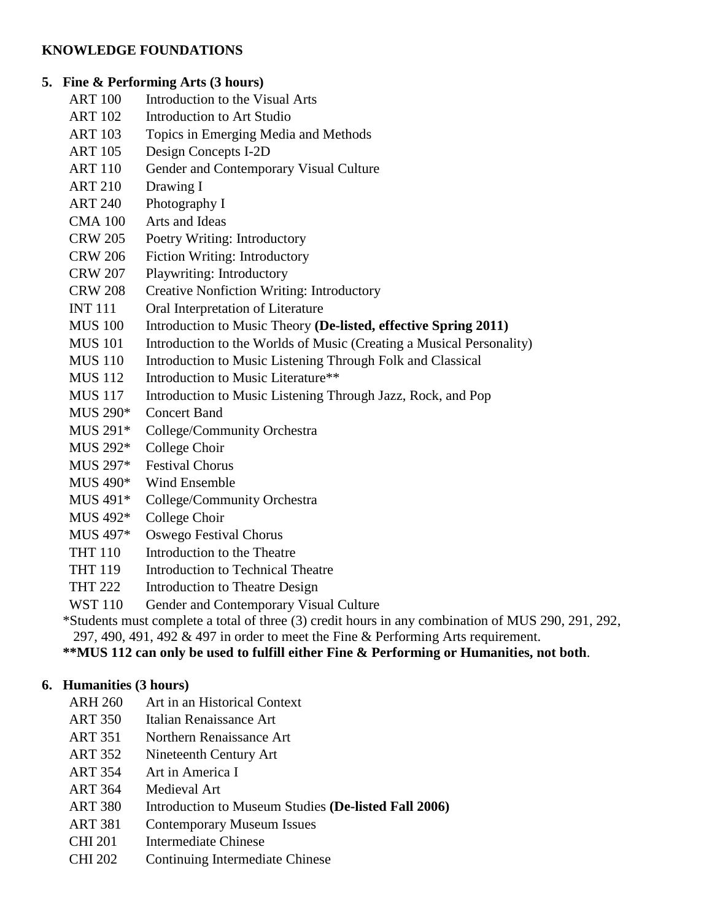**KNOWLEDGE FOUNDATIONS**

**5. Fine & Performing Arts (3 hours)**

ART 100 Introduction to the Visual Arts
ART 102 Introduction to Art Studio
ART 103 Topics in Emerging Media and Methods
ART 105 Design Concepts I-2D
ART 110 Gender and Contemporary Visual Culture
ART 210 Drawing I
ART 240 Photography I
CMA 100 Arts and Ideas
CRW 205 Poetry Writing: Introductory
CRW 206 Fiction Writing: Introductory
CRW 207 Playwriting: Introductory
CRW 208 Creative Nonfiction Writing: Introductory
INT 111 Oral Interpretation of Literature
MUS 100 Introduction to Music Theory **(De-listed, effective Spring 2011)**
MUS 101 Introduction to the Worlds of Music (Creating a Musical Personality)
MUS 110 Introduction to Music Listening Through Folk and Classical
MUS 112 Introduction to Music Literature**
MUS 117 Introduction to Music Listening Through Jazz, Rock, and Pop
MUS 290* Concert Band
MUS 291* College/Community Orchestra
MUS 292* College Choir
MUS 297* Festival Chorus
MUS 490* Wind Ensemble
MUS 491* College/Community Orchestra
MUS 492* College Choir
MUS 497* Oswego Festival Chorus
THT 110 Introduction to the Theatre
THT 119 Introduction to Technical Theatre
THT 222 Introduction to Theatre Design
WST 110 Gender and Contemporary Visual Culture

*Students must complete a total of three (3) credit hours in any combination of MUS 290, 291, 292, 297, 490, 491, 492 & 497 in order to meet the Fine & Performing Arts requirement.

****MUS 112 can only be used to fulfill either Fine & Performing or Humanities, not both**.

**6. Humanities (3 hours)**

ARH 260 Art in an Historical Context
ART 350 Italian Renaissance Art
ART 351 Northern Renaissance Art
ART 352 Nineteenth Century Art
ART 354 Art in America I
ART 364 Medieval Art
ART 380 Introduction to Museum Studies **(De-listed Fall 2006)**
ART 381 Contemporary Museum Issues
CHI 201 Intermediate Chinese
CHI 202 Continuing Intermediate Chinese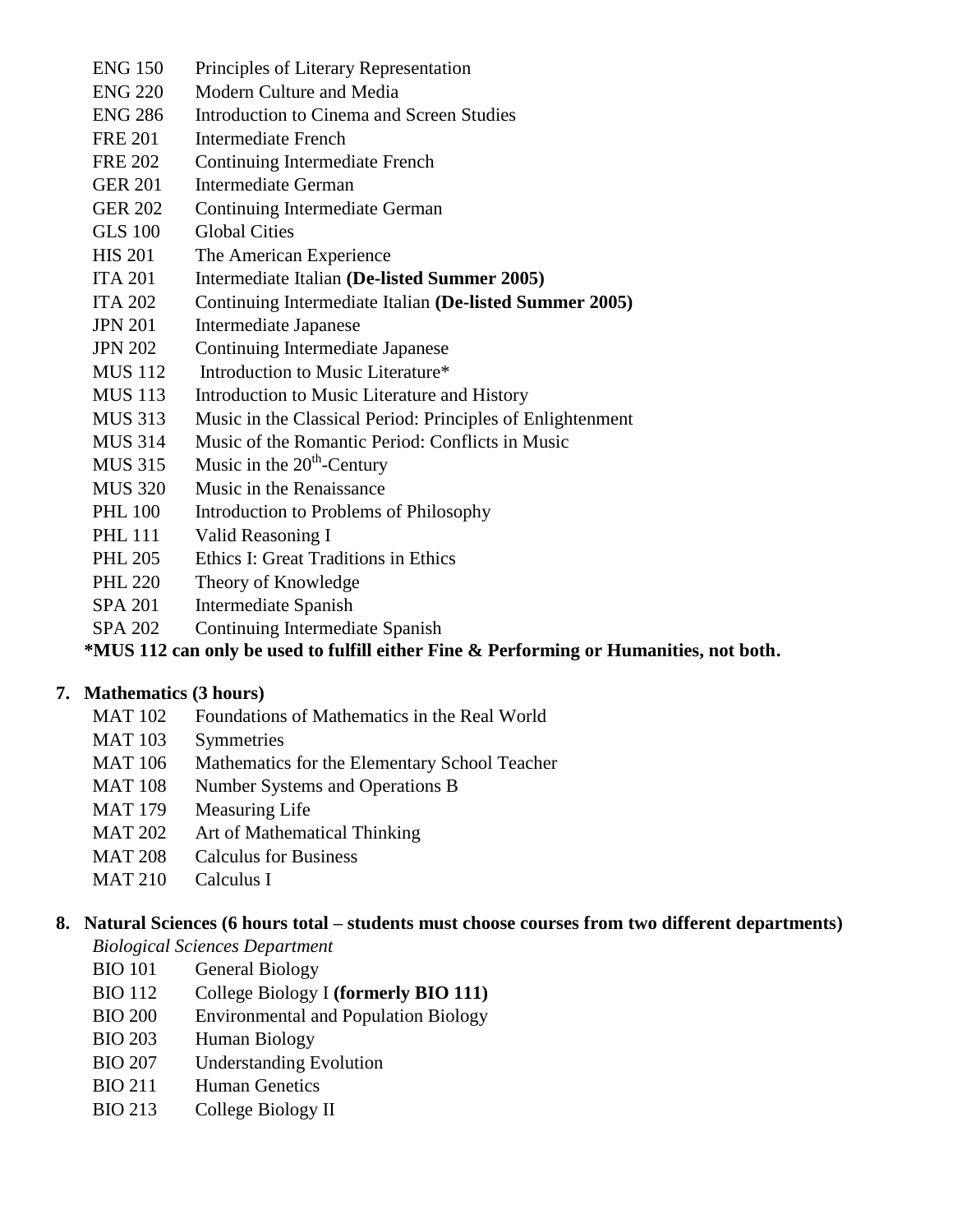- ENG 150 Principles of Literary Representation
- ENG 220 Modern Culture and Media
- ENG 286 Introduction to Cinema and Screen Studies
- FRE 201 Intermediate French
- FRE 202 Continuing Intermediate French
- GER 201 Intermediate German
- GER 202 Continuing Intermediate German
- GLS 100 Global Cities
- HIS 201 The American Experience
- ITA 201 Intermediate Italian **(De-listed Summer 2005)**
- ITA 202 Continuing Intermediate Italian **(De-listed Summer 2005)**
- JPN 201 Intermediate Japanese
- JPN 202 Continuing Intermediate Japanese
- MUS 112 Introduction to Music Literature*
- MUS 113 Introduction to Music Literature and History
- MUS 313 Music in the Classical Period: Principles of Enlightenment
- MUS 314 Music of the Romantic Period: Conflicts in Music
- MUS 315 Music in the 20th-Century
- MUS 320 Music in the Renaissance
- PHL 100 Introduction to Problems of Philosophy
- PHL 111 Valid Reasoning I
- PHL 205 Ethics I: Great Traditions in Ethics
- PHL 220 Theory of Knowledge
- SPA 201 Intermediate Spanish
- SPA 202 Continuing Intermediate Spanish

**\*MUS 112 can only be used to fulfill either Fine & Performing or Humanities, not both.**

**7. Mathematics (3 hours)**

- MAT 102 Foundations of Mathematics in the Real World
- MAT 103 Symmetries
- MAT 106 Mathematics for the Elementary School Teacher
- MAT 108 Number Systems and Operations B
- MAT 179 Measuring Life
- MAT 202 Art of Mathematical Thinking
- MAT 208 Calculus for Business
- MAT 210 Calculus I

**8. Natural Sciences (6 hours total – students must choose courses from two different departments)**

*Biological Sciences Department*

- BIO 101 General Biology
- BIO 112 College Biology I **(formerly BIO 111)**
- BIO 200 Environmental and Population Biology
- BIO 203 Human Biology
- BIO 207 Understanding Evolution
- BIO 211 Human Genetics
- BIO 213 College Biology II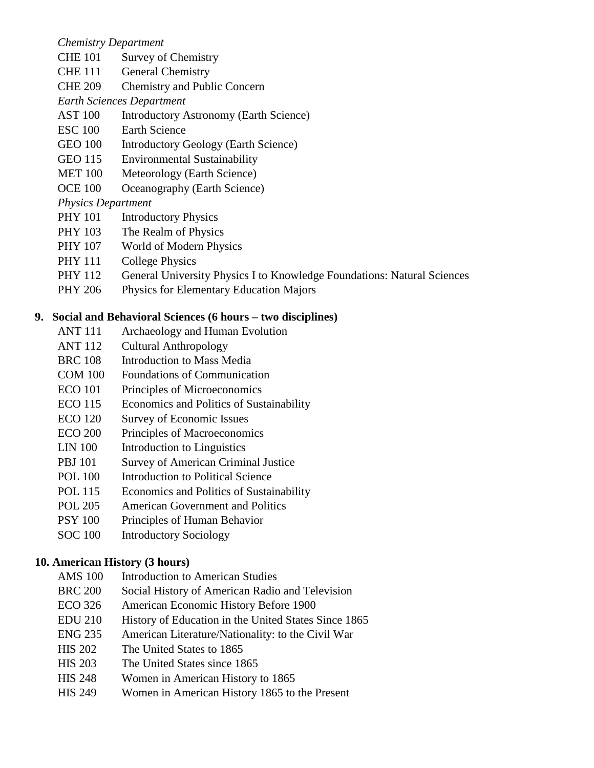*Chemistry Department*

CHE 101 Survey of Chemistry
CHE 111 General Chemistry
CHE 209 Chemistry and Public Concern

*Earth Sciences Department*

AST 100 Introductory Astronomy (Earth Science)
ESC 100 Earth Science
GEO 100 Introductory Geology (Earth Science)
GEO 115 Environmental Sustainability
MET 100 Meteorology (Earth Science)
OCE 100 Oceanography (Earth Science)

*Physics Department*

PHY 101 Introductory Physics
PHY 103 The Realm of Physics
PHY 107 World of Modern Physics
PHY 111 College Physics
PHY 112 General University Physics I to Knowledge Foundations: Natural Sciences
PHY 206 Physics for Elementary Education Majors

**9. Social and Behavioral Sciences (6 hours – two disciplines)**

ANT 111 Archaeology and Human Evolution
ANT 112 Cultural Anthropology
BRC 108 Introduction to Mass Media
COM 100 Foundations of Communication
ECO 101 Principles of Microeconomics
ECO 115 Economics and Politics of Sustainability
ECO 120 Survey of Economic Issues
ECO 200 Principles of Macroeconomics
LIN 100 Introduction to Linguistics
PBJ 101 Survey of American Criminal Justice
POL 100 Introduction to Political Science
POL 115 Economics and Politics of Sustainability
POL 205 American Government and Politics
PSY 100 Principles of Human Behavior
SOC 100 Introductory Sociology

**10. American History (3 hours)**

AMS 100 Introduction to American Studies
BRC 200 Social History of American Radio and Television
ECO 326 American Economic History Before 1900
EDU 210 History of Education in the United States Since 1865
ENG 235 American Literature/Nationality: to the Civil War
HIS 202 The United States to 1865
HIS 203 The United States since 1865
HIS 248 Women in American History to 1865
HIS 249 Women in American History 1865 to the Present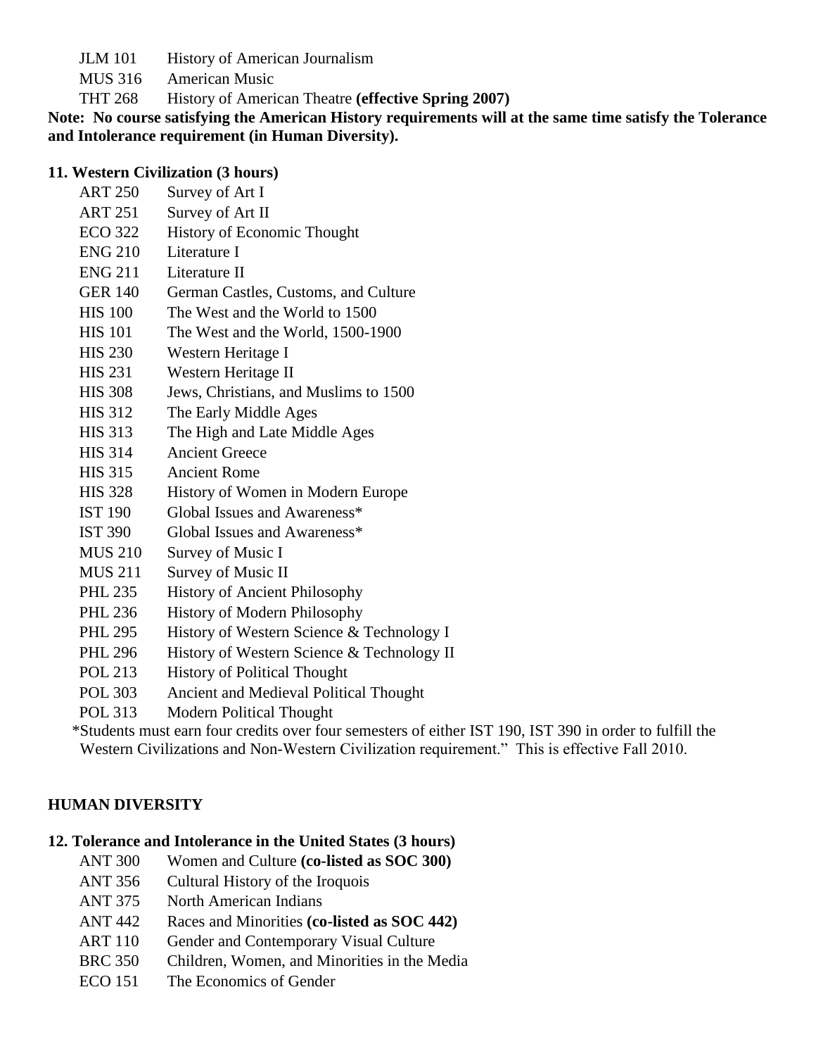JLM 101 History of American Journalism
MUS 316 American Music
THT 268 History of American Theatre **(effective Spring 2007)**

**Note: No course satisfying the American History requirements will at the same time satisfy the Tolerance and Intolerance requirement (in Human Diversity).**

**11. Western Civilization (3 hours)**

ART 250 Survey of Art I
ART 251 Survey of Art II
ECO 322 History of Economic Thought
ENG 210 Literature I
ENG 211 Literature II
GER 140 German Castles, Customs, and Culture
HIS 100 The West and the World to 1500
HIS 101 The West and the World, 1500-1900
HIS 230 Western Heritage I
HIS 231 Western Heritage II
HIS 308 Jews, Christians, and Muslims to 1500
HIS 312 The Early Middle Ages
HIS 313 The High and Late Middle Ages
HIS 314 Ancient Greece
HIS 315 Ancient Rome
HIS 328 History of Women in Modern Europe
IST 190 Global Issues and Awareness*
IST 390 Global Issues and Awareness*
MUS 210 Survey of Music I
MUS 211 Survey of Music II
PHL 235 History of Ancient Philosophy
PHL 236 History of Modern Philosophy
PHL 295 History of Western Science & Technology I
PHL 296 History of Western Science & Technology II
POL 213 History of Political Thought
POL 303 Ancient and Medieval Political Thought
POL 313 Modern Political Thought

*Students must earn four credits over four semesters of either IST 190, IST 390 in order to fulfill the Western Civilizations and Non-Western Civilization requirement." This is effective Fall 2010.

**HUMAN DIVERSITY**

**12. Tolerance and Intolerance in the United States (3 hours)**

ANT 300 Women and Culture **(co-listed as SOC 300)**
ANT 356 Cultural History of the Iroquois
ANT 375 North American Indians
ANT 442 Races and Minorities **(co-listed as SOC 442)**
ART 110 Gender and Contemporary Visual Culture
BRC 350 Children, Women, and Minorities in the Media
ECO 151 The Economics of Gender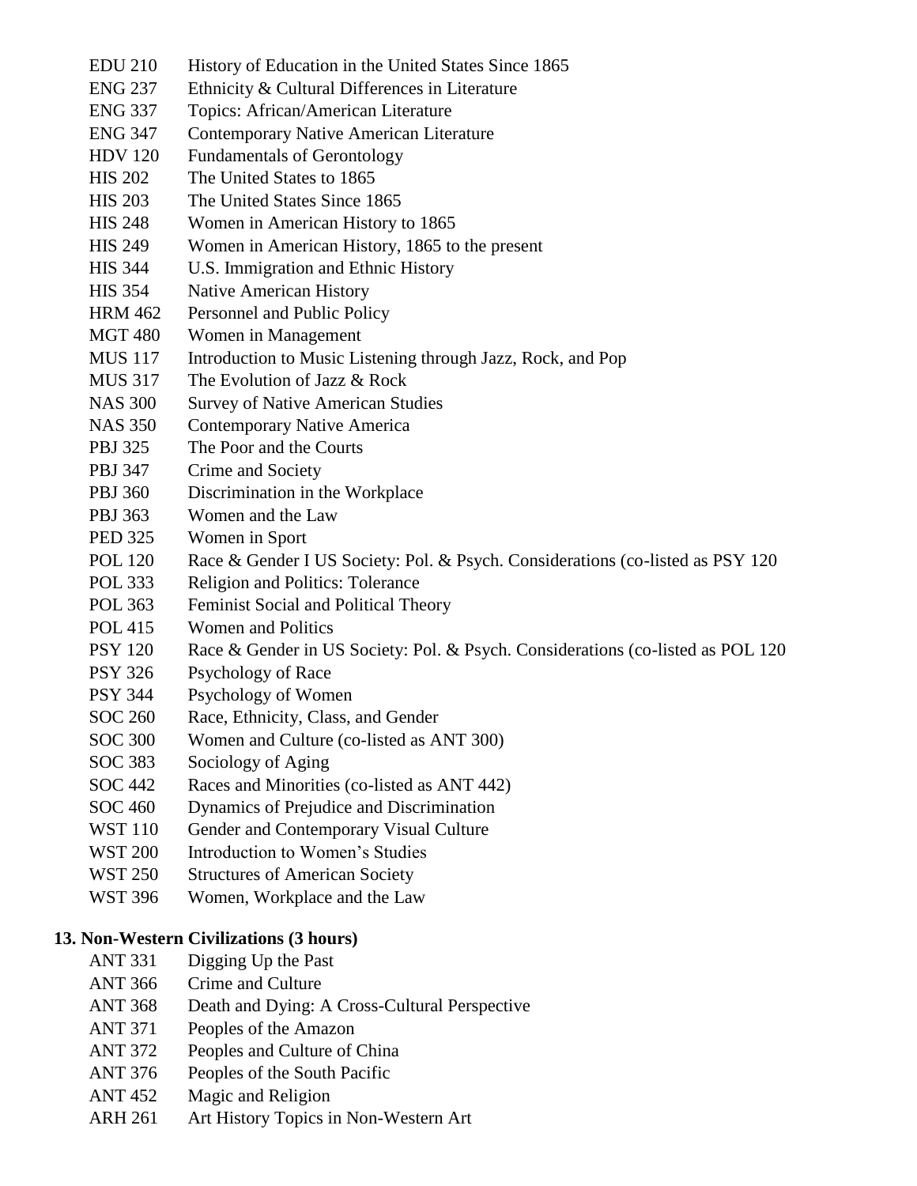EDU 210 History of Education in the United States Since 1865
ENG 237 Ethnicity & Cultural Differences in Literature
ENG 337 Topics: African/American Literature
ENG 347 Contemporary Native American Literature
HDV 120 Fundamentals of Gerontology
HIS 202 The United States to 1865
HIS 203 The United States Since 1865
HIS 248 Women in American History to 1865
HIS 249 Women in American History, 1865 to the present
HIS 344 U.S. Immigration and Ethnic History
HIS 354 Native American History
HRM 462 Personnel and Public Policy
MGT 480 Women in Management
MUS 117 Introduction to Music Listening through Jazz, Rock, and Pop
MUS 317 The Evolution of Jazz & Rock
NAS 300 Survey of Native American Studies
NAS 350 Contemporary Native America
PBJ 325 The Poor and the Courts
PBJ 347 Crime and Society
PBJ 360 Discrimination in the Workplace
PBJ 363 Women and the Law
PED 325 Women in Sport
POL 120 Race & Gender I US Society: Pol. & Psych. Considerations (co-listed as PSY 120
POL 333 Religion and Politics: Tolerance
POL 363 Feminist Social and Political Theory
POL 415 Women and Politics
PSY 120 Race & Gender in US Society: Pol. & Psych. Considerations (co-listed as POL 120
PSY 326 Psychology of Race
PSY 344 Psychology of Women
SOC 260 Race, Ethnicity, Class, and Gender
SOC 300 Women and Culture (co-listed as ANT 300)
SOC 383 Sociology of Aging
SOC 442 Races and Minorities (co-listed as ANT 442)
SOC 460 Dynamics of Prejudice and Discrimination
WST 110 Gender and Contemporary Visual Culture
WST 200 Introduction to Women's Studies
WST 250 Structures of American Society
WST 396 Women, Workplace and the Law

**13. Non-Western Civilizations (3 hours)**

ANT 331 Digging Up the Past
ANT 366 Crime and Culture
ANT 368 Death and Dying: A Cross-Cultural Perspective
ANT 371 Peoples of the Amazon
ANT 372 Peoples and Culture of China
ANT 376 Peoples of the South Pacific
ANT 452 Magic and Religion
ARH 261 Art History Topics in Non-Western Art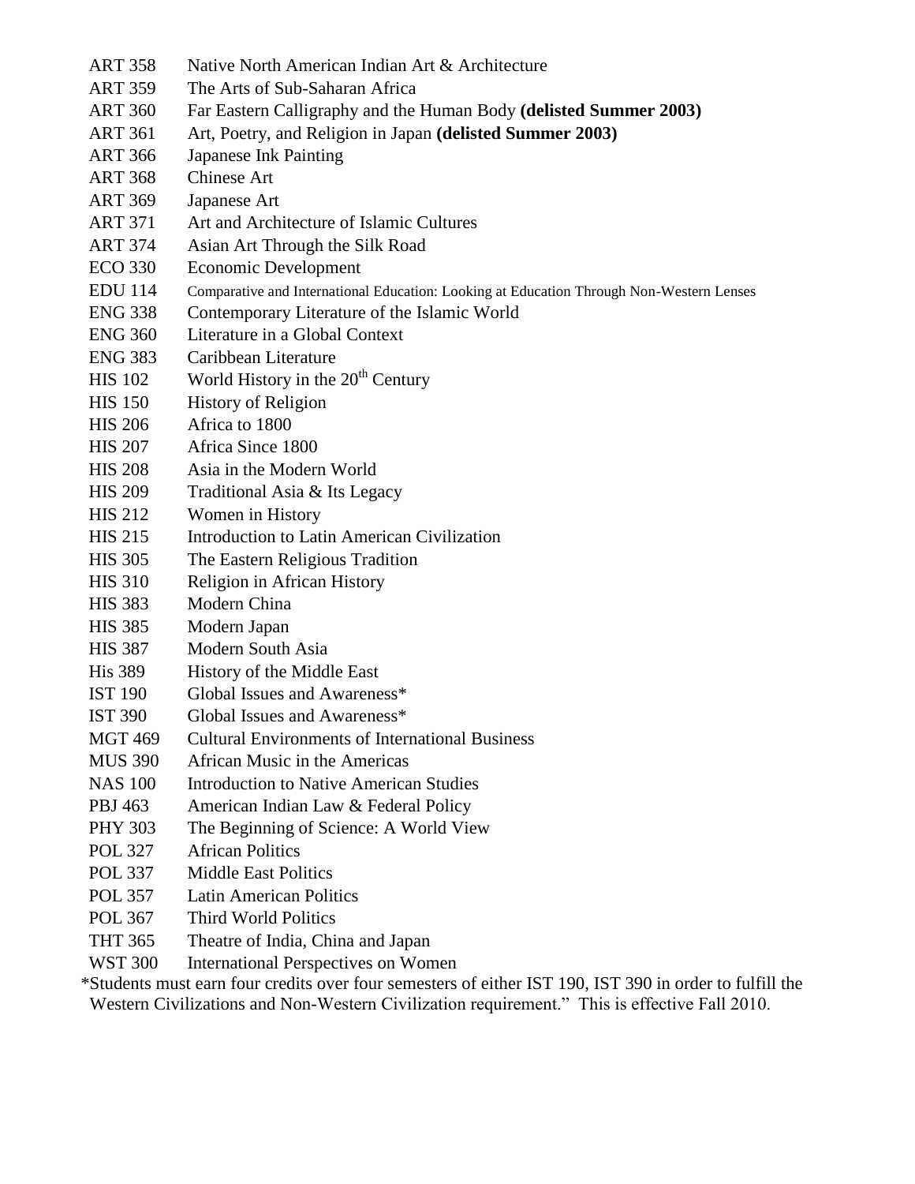ART 358 Native North American Indian Art & Architecture
ART 359 The Arts of Sub-Saharan Africa
ART 360 Far Eastern Calligraphy and the Human Body **(delisted Summer 2003)**
ART 361 Art, Poetry, and Religion in Japan **(delisted Summer 2003)**
ART 366 Japanese Ink Painting
ART 368 Chinese Art
ART 369 Japanese Art
ART 371 Art and Architecture of Islamic Cultures
ART 374 Asian Art Through the Silk Road
ECO 330 Economic Development
EDU 114 Comparative and International Education: Looking at Education Through Non-Western Lenses
ENG 338 Contemporary Literature of the Islamic World
ENG 360 Literature in a Global Context
ENG 383 Caribbean Literature
HIS 102 World History in the 20th Century
HIS 150 History of Religion
HIS 206 Africa to 1800
HIS 207 Africa Since 1800
HIS 208 Asia in the Modern World
HIS 209 Traditional Asia & Its Legacy
HIS 212 Women in History
HIS 215 Introduction to Latin American Civilization
HIS 305 The Eastern Religious Tradition
HIS 310 Religion in African History
HIS 383 Modern China
HIS 385 Modern Japan
HIS 387 Modern South Asia
His 389 History of the Middle East
IST 190 Global Issues and Awareness*
IST 390 Global Issues and Awareness*
MGT 469 Cultural Environments of International Business
MUS 390 African Music in the Americas
NAS 100 Introduction to Native American Studies
PBJ 463 American Indian Law & Federal Policy
PHY 303 The Beginning of Science: A World View
POL 327 African Politics
POL 337 Middle East Politics
POL 357 Latin American Politics
POL 367 Third World Politics
THT 365 Theatre of India, China and Japan
WST 300 International Perspectives on Women

*Students must earn four credits over four semesters of either IST 190, IST 390 in order to fulfill the Western Civilizations and Non-Western Civilization requirement." This is effective Fall 2010.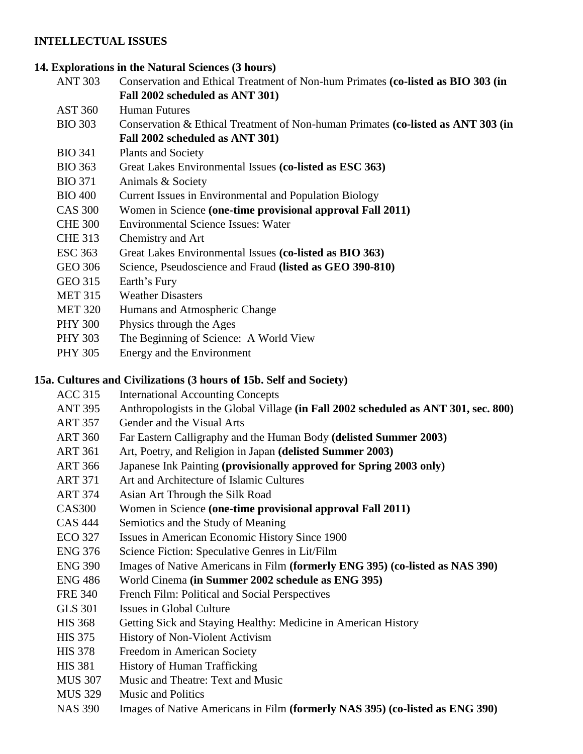**INTELLECTUAL ISSUES**

**14. Explorations in the Natural Sciences (3 hours)**

- ANT 303 Conservation and Ethical Treatment of Non-hum Primates **(co-listed as BIO 303 (in Fall 2002 scheduled as ANT 301)**
- AST 360 Human Futures
- BIO 303 Conservation & Ethical Treatment of Non-human Primates **(co-listed as ANT 303 (in Fall 2002 scheduled as ANT 301)**
- BIO 341 Plants and Society
- BIO 363 Great Lakes Environmental Issues **(co-listed as ESC 363)**
- BIO 371 Animals & Society
- BIO 400 Current Issues in Environmental and Population Biology
- CAS 300 Women in Science **(one-time provisional approval Fall 2011)**
- CHE 300 Environmental Science Issues: Water
- CHE 313 Chemistry and Art
- ESC 363 Great Lakes Environmental Issues **(co-listed as BIO 363)**
- GEO 306 Science, Pseudoscience and Fraud **(listed as GEO 390-810)**
- GEO 315 Earth's Fury
- MET 315 Weather Disasters
- MET 320 Humans and Atmospheric Change
- PHY 300 Physics through the Ages
- PHY 303 The Beginning of Science: A World View
- PHY 305 Energy and the Environment

**15a. Cultures and Civilizations (3 hours of 15b. Self and Society)**

- ACC 315 International Accounting Concepts
- ANT 395 Anthropologists in the Global Village **(in Fall 2002 scheduled as ANT 301, sec. 800)**
- ART 357 Gender and the Visual Arts
- ART 360 Far Eastern Calligraphy and the Human Body **(delisted Summer 2003)**
- ART 361 Art, Poetry, and Religion in Japan **(delisted Summer 2003)**
- ART 366 Japanese Ink Painting **(provisionally approved for Spring 2003 only)**
- ART 371 Art and Architecture of Islamic Cultures
- ART 374 Asian Art Through the Silk Road
- CAS300 Women in Science **(one-time provisional approval Fall 2011)**
- CAS 444 Semiotics and the Study of Meaning
- ECO 327 Issues in American Economic History Since 1900
- ENG 376 Science Fiction: Speculative Genres in Lit/Film
- ENG 390 Images of Native Americans in Film **(formerly ENG 395) (co-listed as NAS 390)**
- ENG 486 World Cinema **(in Summer 2002 schedule as ENG 395)**
- FRE 340 French Film: Political and Social Perspectives
- GLS 301 Issues in Global Culture
- HIS 368 Getting Sick and Staying Healthy: Medicine in American History
- HIS 375 History of Non-Violent Activism
- HIS 378 Freedom in American Society
- HIS 381 History of Human Trafficking
- MUS 307 Music and Theatre: Text and Music
- MUS 329 Music and Politics
- NAS 390 Images of Native Americans in Film **(formerly NAS 395) (co-listed as ENG 390)**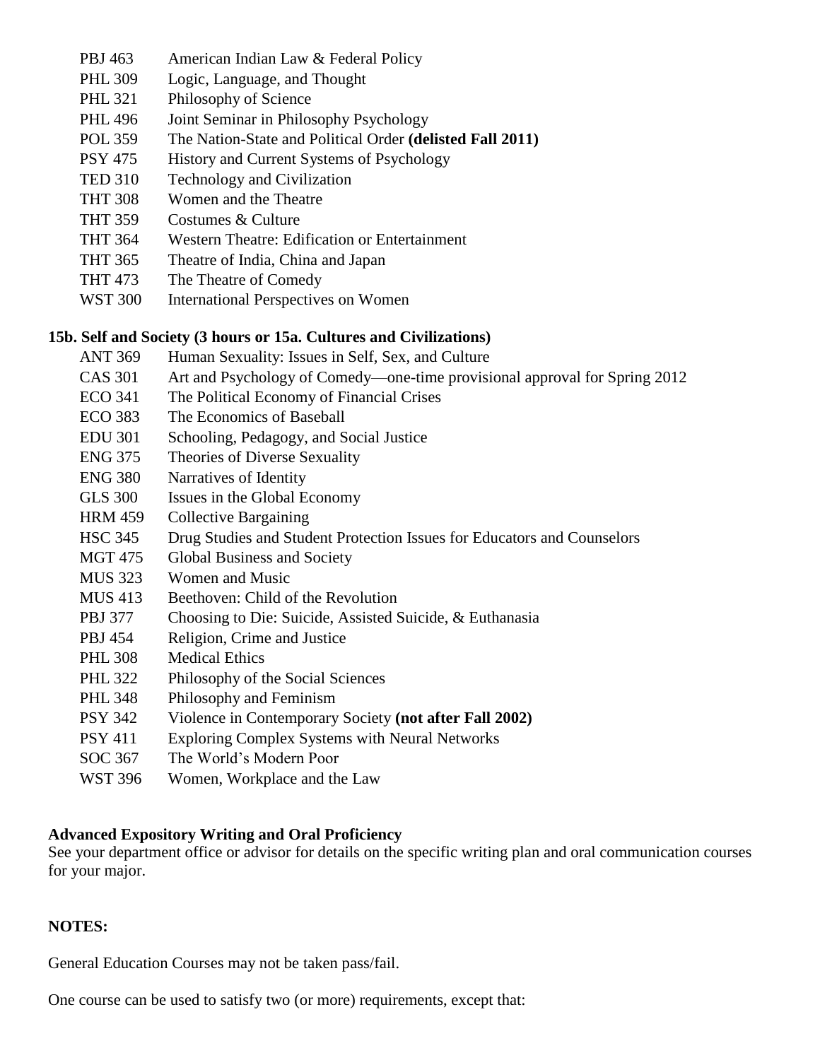- PBJ 463 American Indian Law & Federal Policy
- PHL 309 Logic, Language, and Thought
- PHL 321 Philosophy of Science
- PHL 496 Joint Seminar in Philosophy Psychology
- POL 359 The Nation-State and Political Order **(delisted Fall 2011)**
- PSY 475 History and Current Systems of Psychology
- TED 310 Technology and Civilization
- THT 308 Women and the Theatre
- THT 359 Costumes & Culture
- THT 364 Western Theatre: Edification or Entertainment
- THT 365 Theatre of India, China and Japan
- THT 473 The Theatre of Comedy
- WST 300 International Perspectives on Women

**15b. Self and Society (3 hours or 15a. Cultures and Civilizations)**

- ANT 369 Human Sexuality: Issues in Self, Sex, and Culture
- CAS 301 Art and Psychology of Comedy—one-time provisional approval for Spring 2012
- ECO 341 The Political Economy of Financial Crises
- ECO 383 The Economics of Baseball
- EDU 301 Schooling, Pedagogy, and Social Justice
- ENG 375 Theories of Diverse Sexuality
- ENG 380 Narratives of Identity
- GLS 300 Issues in the Global Economy
- HRM 459 Collective Bargaining
- HSC 345 Drug Studies and Student Protection Issues for Educators and Counselors
- MGT 475 Global Business and Society
- MUS 323 Women and Music
- MUS 413 Beethoven: Child of the Revolution
- PBJ 377 Choosing to Die: Suicide, Assisted Suicide, & Euthanasia
- PBJ 454 Religion, Crime and Justice
- PHL 308 Medical Ethics
- PHL 322 Philosophy of the Social Sciences
- PHL 348 Philosophy and Feminism
- PSY 342 Violence in Contemporary Society **(not after Fall 2002)**
- PSY 411 Exploring Complex Systems with Neural Networks
- SOC 367 The World's Modern Poor
- WST 396 Women, Workplace and the Law

**Advanced Expository Writing and Oral Proficiency**

See your department office or advisor for details on the specific writing plan and oral communication courses for your major.

**NOTES:**

General Education Courses may not be taken pass/fail.

One course can be used to satisfy two (or more) requirements, except that: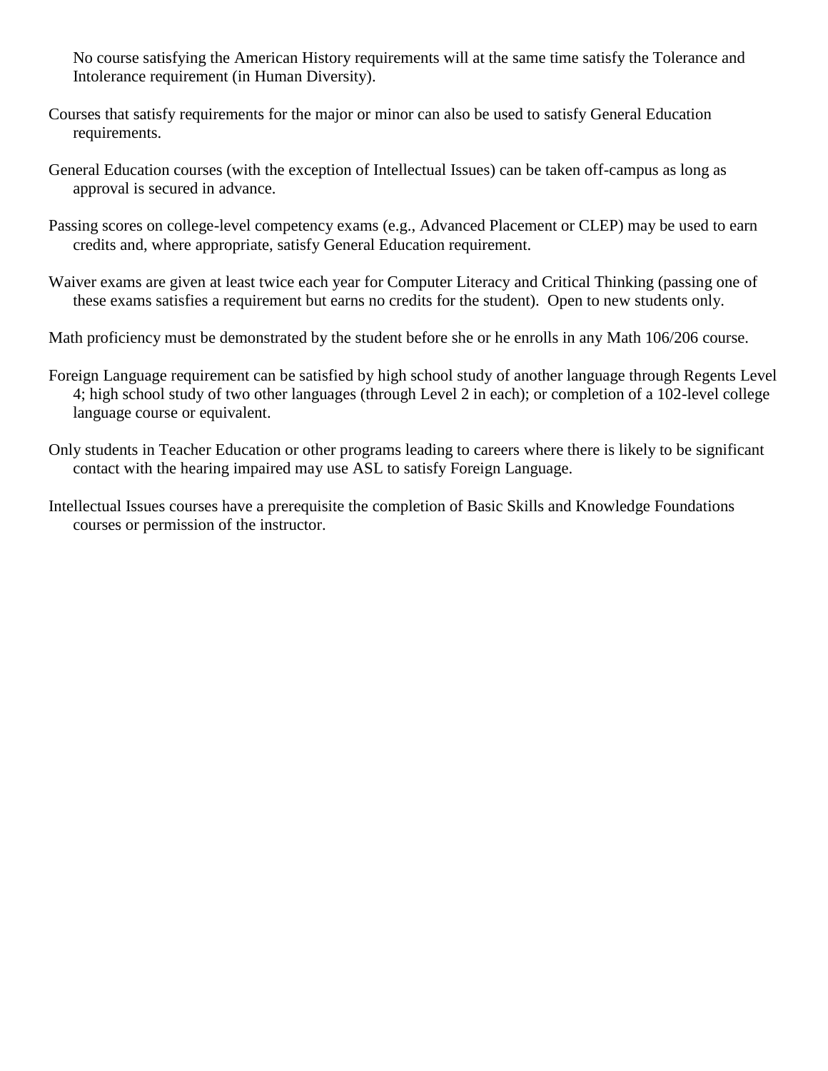No course satisfying the American History requirements will at the same time satisfy the Tolerance and Intolerance requirement (in Human Diversity).

Courses that satisfy requirements for the major or minor can also be used to satisfy General Education requirements.

General Education courses (with the exception of Intellectual Issues) can be taken off-campus as long as approval is secured in advance.

Passing scores on college-level competency exams (e.g., Advanced Placement or CLEP) may be used to earn credits and, where appropriate, satisfy General Education requirement.

Waiver exams are given at least twice each year for Computer Literacy and Critical Thinking (passing one of these exams satisfies a requirement but earns no credits for the student). Open to new students only.

Math proficiency must be demonstrated by the student before she or he enrolls in any Math 106/206 course.

Foreign Language requirement can be satisfied by high school study of another language through Regents Level 4; high school study of two other languages (through Level 2 in each); or completion of a 102-level college language course or equivalent.

Only students in Teacher Education or other programs leading to careers where there is likely to be significant contact with the hearing impaired may use ASL to satisfy Foreign Language.

Intellectual Issues courses have a prerequisite the completion of Basic Skills and Knowledge Foundations courses or permission of the instructor.